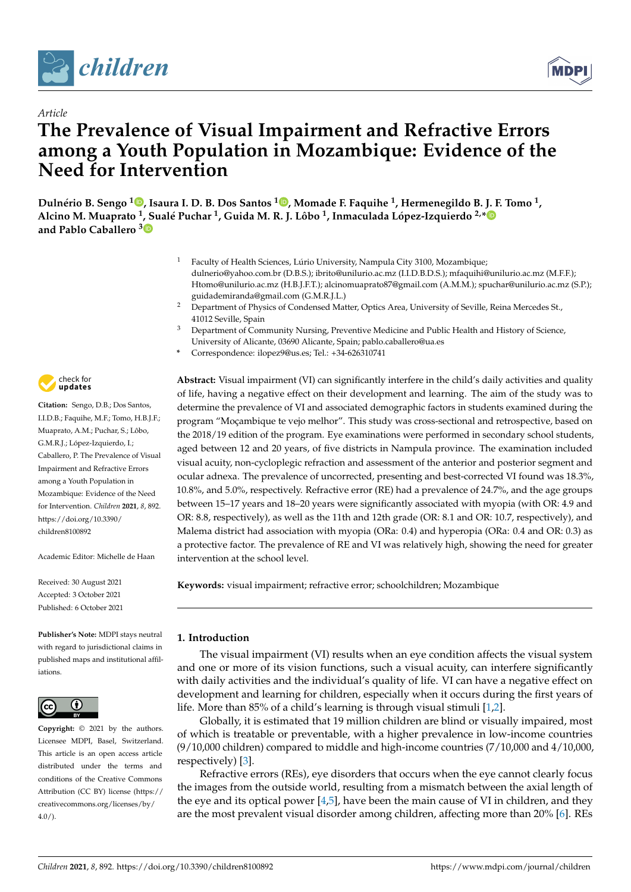Article

# The Prevalence of Visual Impairment and Refractive Errors among a Youth Population in Mozambique: Evidence of the Need for Intervention

**Dulnério B. Sengo [1], Isaura I. D. B. Dos Santos [1], Momade F. Faquihe [1], Hermenegildo B. J. F. Tomo [1], Alcino M. Muaprato [1], Sualé Puchar [1], Guida M. R. J. Lôbo [1], Inmaculada López-Izquierdo [2,*] and Pablo Caballero [3]**

[1] Faculty of Health Sciences, Lúrio University, Nampula City 3100, Mozambique; dulnerio@yahoo.com.br (D.B.S.); ibrito@unilurio.ac.mz (I.I.D.B.D.S.); mfaquihi@unilurio.ac.mz (M.F.F.); Htomo@unilurio.ac.mz (H.B.J.F.T.); alcinomuaprato87@gmail.com (A.M.M.); spuchar@unilurio.ac.mz (S.P.); guidademiranda@gmail.com (G.M.R.J.L.)

[2] Department of Physics of Condensed Matter, Optics Area, University of Seville, Reina Mercedes St., 41012 Seville, Spain

[3] Department of Community Nursing, Preventive Medicine and Public Health and History of Science, University of Alicante, 03690 Alicante, Spain; pablo.caballero@ua.es

* Correspondence: ilopez9@us.es; Tel.: +34-626310741

**Citation:** Sengo, D.B.; Dos Santos, I.I.D.B.; Faquihe, M.F.; Tomo, H.B.J.F.; Muaprato, A.M.; Puchar, S.; Lôbo, G.M.R.J.; López-Izquierdo, I.; Caballero, P. The Prevalence of Visual Impairment and Refractive Errors among a Youth Population in Mozambique: Evidence of the Need for Intervention. *Children* **2021**, *8*, 892. https://doi.org/10.3390/children8100892

Academic Editor: Michelle de Haan

Received: 30 August 2021
Accepted: 3 October 2021
Published: 6 October 2021

**Publisher's Note:** MDPI stays neutral with regard to jurisdictional claims in published maps and institutional affiliations.

**Copyright:** © 2021 by the authors. Licensee MDPI, Basel, Switzerland. This article is an open access article distributed under the terms and conditions of the Creative Commons Attribution (CC BY) license (https://creativecommons.org/licenses/by/4.0/).

**Abstract:** Visual impairment (VI) can significantly interfere in the child's daily activities and quality of life, having a negative effect on their development and learning. The aim of the study was to determine the prevalence of VI and associated demographic factors in students examined during the program "Moçambique te vejo melhor". This study was cross-sectional and retrospective, based on the 2018/19 edition of the program. Eye examinations were performed in secondary school students, aged between 12 and 20 years, of five districts in Nampula province. The examination included visual acuity, non-cycloplegic refraction and assessment of the anterior and posterior segment and ocular adnexa. The prevalence of uncorrected, presenting and best-corrected VI found was 18.3%, 10.8%, and 5.0%, respectively. Refractive error (RE) had a prevalence of 24.7%, and the age groups between 15–17 years and 18–20 years were significantly associated with myopia (with OR: 4.9 and OR: 8.8, respectively), as well as the 11th and 12th grade (OR: 8.1 and OR: 10.7, respectively), and Malema district had association with myopia (ORa: 0.4) and hyperopia (ORa: 0.4 and OR: 0.3) as a protective factor. The prevalence of RE and VI was relatively high, showing the need for greater intervention at the school level.

**Keywords:** visual impairment; refractive error; schoolchildren; Mozambique

## 1. Introduction

The visual impairment (VI) results when an eye condition affects the visual system and one or more of its vision functions, such a visual acuity, can interfere significantly with daily activities and the individual's quality of life. VI can have a negative effect on development and learning for children, especially when it occurs during the first years of life. More than 85% of a child's learning is through visual stimuli [1,2].

Globally, it is estimated that 19 million children are blind or visually impaired, most of which is treatable or preventable, with a higher prevalence in low-income countries (9/10,000 children) compared to middle and high-income countries (7/10,000 and 4/10,000, respectively) [3].

Refractive errors (REs), eye disorders that occurs when the eye cannot clearly focus the images from the outside world, resulting from a mismatch between the axial length of the eye and its optical power [4,5], have been the main cause of VI in children, and they are the most prevalent visual disorder among children, affecting more than 20% [6]. REs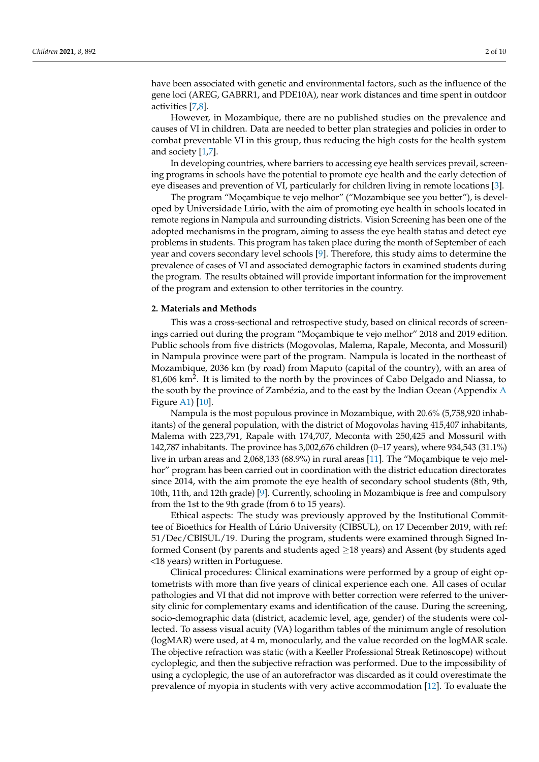have been associated with genetic and environmental factors, such as the influence of the gene loci (AREG, GABRR1, and PDE10A), near work distances and time spent in outdoor activities [7,8].

However, in Mozambique, there are no published studies on the prevalence and causes of VI in children. Data are needed to better plan strategies and policies in order to combat preventable VI in this group, thus reducing the high costs for the health system and society [1,7].

In developing countries, where barriers to accessing eye health services prevail, screening programs in schools have the potential to promote eye health and the early detection of eye diseases and prevention of VI, particularly for children living in remote locations [3].

The program "Moçambique te vejo melhor" ("Mozambique see you better"), is developed by Universidade Lúrio, with the aim of promoting eye health in schools located in remote regions in Nampula and surrounding districts. Vision Screening has been one of the adopted mechanisms in the program, aiming to assess the eye health status and detect eye problems in students. This program has taken place during the month of September of each year and covers secondary level schools [9]. Therefore, this study aims to determine the prevalence of cases of VI and associated demographic factors in examined students during the program. The results obtained will provide important information for the improvement of the program and extension to other territories in the country.

## 2. Materials and Methods

This was a cross-sectional and retrospective study, based on clinical records of screenings carried out during the program "Moçambique te vejo melhor" 2018 and 2019 edition. Public schools from five districts (Mogovolas, Malema, Rapale, Meconta, and Mossuril) in Nampula province were part of the program. Nampula is located in the northeast of Mozambique, 2036 km (by road) from Maputo (capital of the country), with an area of 81,606 km$^2$. It is limited to the north by the provinces of Cabo Delgado and Niassa, to the south by the province of Zambézia, and to the east by the Indian Ocean (Appendix A Figure A1) [10].

Nampula is the most populous province in Mozambique, with 20.6% (5,758,920 inhabitants) of the general population, with the district of Mogovolas having 415,407 inhabitants, Malema with 223,791, Rapale with 174,707, Meconta with 250,425 and Mossuril with 142,787 inhabitants. The province has 3,002,676 children (0–17 years), where 934,543 (31.1%) live in urban areas and 2,068,133 (68.9%) in rural areas [11]. The "Moçambique te vejo melhor" program has been carried out in coordination with the district education directorates since 2014, with the aim promote the eye health of secondary school students (8th, 9th, 10th, 11th, and 12th grade) [9]. Currently, schooling in Mozambique is free and compulsory from the 1st to the 9th grade (from 6 to 15 years).

Ethical aspects: The study was previously approved by the Institutional Committee of Bioethics for Health of Lúrio University (CIBSUL), on 17 December 2019, with ref: 51/Dec/CBISUL/19. During the program, students were examined through Signed Informed Consent (by parents and students aged ≥18 years) and Assent (by students aged <18 years) written in Portuguese.

Clinical procedures: Clinical examinations were performed by a group of eight optometrists with more than five years of clinical experience each one. All cases of ocular pathologies and VI that did not improve with better correction were referred to the university clinic for complementary exams and identification of the cause. During the screening, socio-demographic data (district, academic level, age, gender) of the students were collected. To assess visual acuity (VA) logarithm tables of the minimum angle of resolution (logMAR) were used, at 4 m, monocularly, and the value recorded on the logMAR scale. The objective refraction was static (with a Keeller Professional Streak Retinoscope) without cycloplegic, and then the subjective refraction was performed. Due to the impossibility of using a cycloplegic, the use of an autorefractor was discarded as it could overestimate the prevalence of myopia in students with very active accommodation [12]. To evaluate the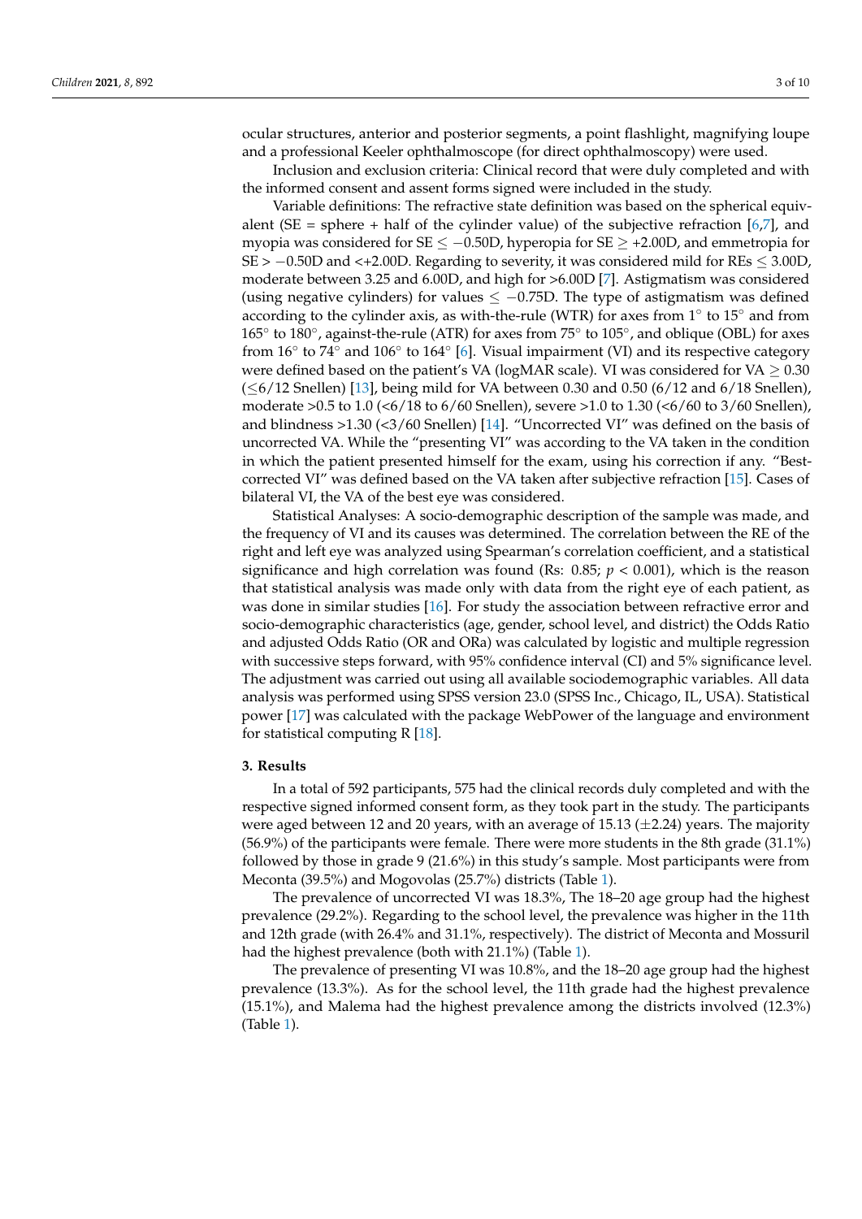ocular structures, anterior and posterior segments, a point flashlight, magnifying loupe and a professional Keeler ophthalmoscope (for direct ophthalmoscopy) were used.

Inclusion and exclusion criteria: Clinical record that were duly completed and with the informed consent and assent forms signed were included in the study.

Variable definitions: The refractive state definition was based on the spherical equivalent (SE = sphere + half of the cylinder value) of the subjective refraction [6,7], and myopia was considered for SE $\leq -0.50$D, hyperopia for SE $\geq +2.00$D, and emmetropia for SE $> -0.50$D and $<+2.00$D. Regarding to severity, it was considered mild for REs $\leq 3.00$D, moderate between 3.25 and 6.00D, and high for >6.00D [7]. Astigmatism was considered (using negative cylinders) for values $\leq -0.75$D. The type of astigmatism was defined according to the cylinder axis, as with-the-rule (WTR) for axes from 1° to 15° and from 165° to 180°, against-the-rule (ATR) for axes from 75° to 105°, and oblique (OBL) for axes from 16° to 74° and 106° to 164° [6]. Visual impairment (VI) and its respective category were defined based on the patient's VA (logMAR scale). VI was considered for VA $\geq 0.30$ ($\leq$6/12 Snellen) [13], being mild for VA between 0.30 and 0.50 (6/12 and 6/18 Snellen), moderate >0.5 to 1.0 (<6/18 to 6/60 Snellen), severe >1.0 to 1.30 (<6/60 to 3/60 Snellen), and blindness >1.30 (<3/60 Snellen) [14]. "Uncorrected VI" was defined on the basis of uncorrected VA. While the "presenting VI" was according to the VA taken in the condition in which the patient presented himself for the exam, using his correction if any. "Best-corrected VI" was defined based on the VA taken after subjective refraction [15]. Cases of bilateral VI, the VA of the best eye was considered.

Statistical Analyses: A socio-demographic description of the sample was made, and the frequency of VI and its causes was determined. The correlation between the RE of the right and left eye was analyzed using Spearman's correlation coefficient, and a statistical significance and high correlation was found (Rs: 0.85; $p < 0.001$), which is the reason that statistical analysis was made only with data from the right eye of each patient, as was done in similar studies [16]. For study the association between refractive error and socio-demographic characteristics (age, gender, school level, and district) the Odds Ratio and adjusted Odds Ratio (OR and ORa) was calculated by logistic and multiple regression with successive steps forward, with 95% confidence interval (CI) and 5% significance level. The adjustment was carried out using all available sociodemographic variables. All data analysis was performed using SPSS version 23.0 (SPSS Inc., Chicago, IL, USA). Statistical power [17] was calculated with the package WebPower of the language and environment for statistical computing R [18].

## 3. Results

In a total of 592 participants, 575 had the clinical records duly completed and with the respective signed informed consent form, as they took part in the study. The participants were aged between 12 and 20 years, with an average of 15.13 (±2.24) years. The majority (56.9%) of the participants were female. There were more students in the 8th grade (31.1%) followed by those in grade 9 (21.6%) in this study's sample. Most participants were from Meconta (39.5%) and Mogovolas (25.7%) districts (Table 1).

The prevalence of uncorrected VI was 18.3%, The 18–20 age group had the highest prevalence (29.2%). Regarding to the school level, the prevalence was higher in the 11th and 12th grade (with 26.4% and 31.1%, respectively). The district of Meconta and Mossuril had the highest prevalence (both with 21.1%) (Table 1).

The prevalence of presenting VI was 10.8%, and the 18–20 age group had the highest prevalence (13.3%). As for the school level, the 11th grade had the highest prevalence (15.1%), and Malema had the highest prevalence among the districts involved (12.3%) (Table 1).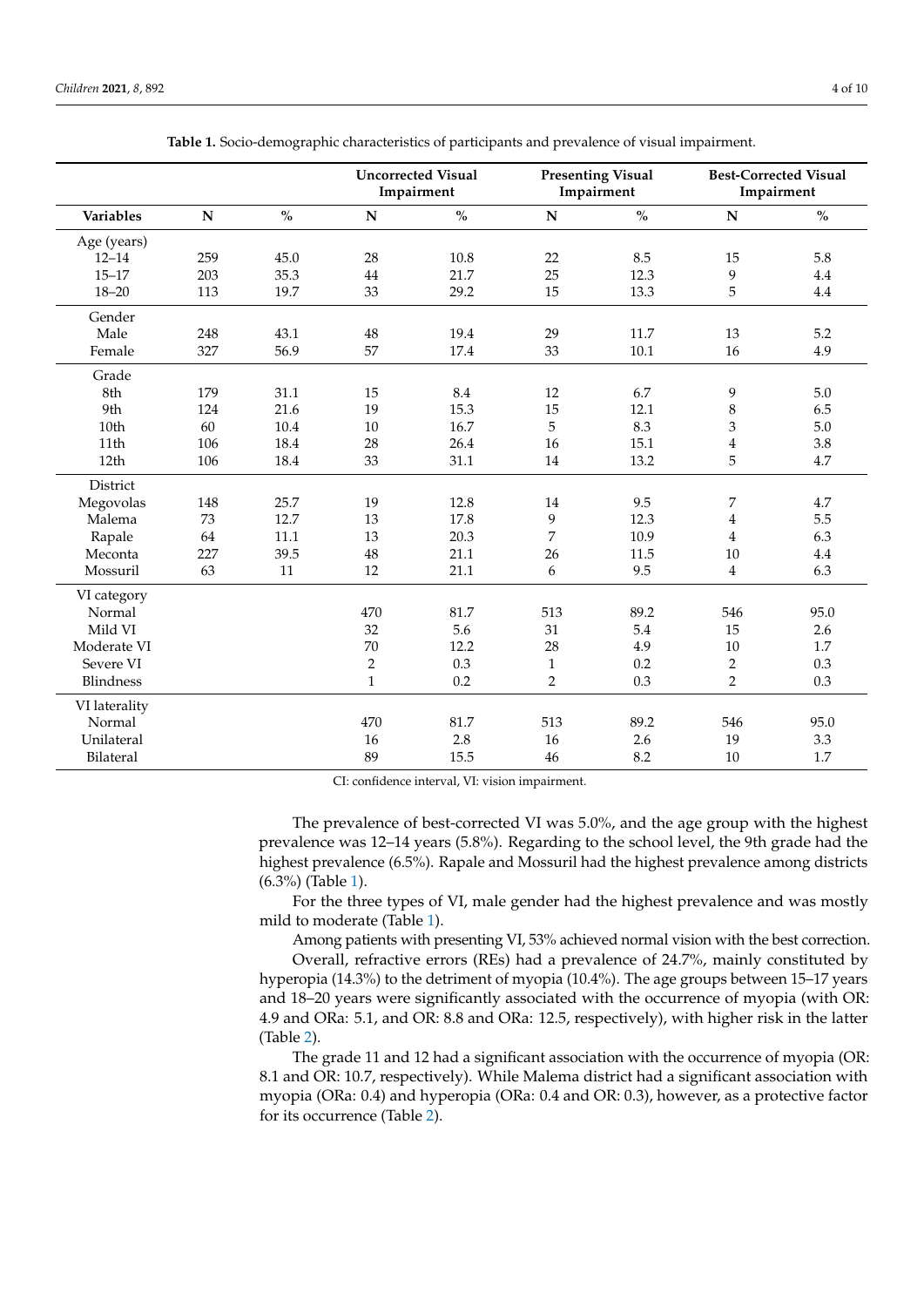**Table 1.** Socio-demographic characteristics of participants and prevalence of visual impairment.

| | | | Uncorrected Visual Impairment | | Presenting Visual Impairment | | Best-Corrected Visual Impairment | |
|---|---|---|---|---|---|---|---|---|
| **Variables** | **N** | **%** | **N** | **%** | **N** | **%** | **N** | **%** |
| Age (years) | | | | | | | | |
| 12–14 | 259 | 45.0 | 28 | 10.8 | 22 | 8.5 | 15 | 5.8 |
| 15–17 | 203 | 35.3 | 44 | 21.7 | 25 | 12.3 | 9 | 4.4 |
| 18–20 | 113 | 19.7 | 33 | 29.2 | 15 | 13.3 | 5 | 4.4 |
| Gender | | | | | | | | |
| Male | 248 | 43.1 | 48 | 19.4 | 29 | 11.7 | 13 | 5.2 |
| Female | 327 | 56.9 | 57 | 17.4 | 33 | 10.1 | 16 | 4.9 |
| Grade | | | | | | | | |
| 8th | 179 | 31.1 | 15 | 8.4 | 12 | 6.7 | 9 | 5.0 |
| 9th | 124 | 21.6 | 19 | 15.3 | 15 | 12.1 | 8 | 6.5 |
| 10th | 60 | 10.4 | 10 | 16.7 | 5 | 8.3 | 3 | 5.0 |
| 11th | 106 | 18.4 | 28 | 26.4 | 16 | 15.1 | 4 | 3.8 |
| 12th | 106 | 18.4 | 33 | 31.1 | 14 | 13.2 | 5 | 4.7 |
| District | | | | | | | | |
| Megovolas | 148 | 25.7 | 19 | 12.8 | 14 | 9.5 | 7 | 4.7 |
| Malema | 73 | 12.7 | 13 | 17.8 | 9 | 12.3 | 4 | 5.5 |
| Rapale | 64 | 11.1 | 13 | 20.3 | 7 | 10.9 | 4 | 6.3 |
| Meconta | 227 | 39.5 | 48 | 21.1 | 26 | 11.5 | 10 | 4.4 |
| Mossuril | 63 | 11 | 12 | 21.1 | 6 | 9.5 | 4 | 6.3 |
| VI category | | | | | | | | |
| Normal | | | 470 | 81.7 | 513 | 89.2 | 546 | 95.0 |
| Mild VI | | | 32 | 5.6 | 31 | 5.4 | 15 | 2.6 |
| Moderate VI | | | 70 | 12.2 | 28 | 4.9 | 10 | 1.7 |
| Severe VI | | | 2 | 0.3 | 1 | 0.2 | 2 | 0.3 |
| Blindness | | | 1 | 0.2 | 2 | 0.3 | 2 | 0.3 |
| VI laterality | | | | | | | | |
| Normal | | | 470 | 81.7 | 513 | 89.2 | 546 | 95.0 |
| Unilateral | | | 16 | 2.8 | 16 | 2.6 | 19 | 3.3 |
| Bilateral | | | 89 | 15.5 | 46 | 8.2 | 10 | 1.7 |

CI: confidence interval, VI: vision impairment.

The prevalence of best-corrected VI was 5.0%, and the age group with the highest prevalence was 12–14 years (5.8%). Regarding to the school level, the 9th grade had the highest prevalence (6.5%). Rapale and Mossuril had the highest prevalence among districts (6.3%) (Table 1).

For the three types of VI, male gender had the highest prevalence and was mostly mild to moderate (Table 1).

Among patients with presenting VI, 53% achieved normal vision with the best correction.

Overall, refractive errors (REs) had a prevalence of 24.7%, mainly constituted by hyperopia (14.3%) to the detriment of myopia (10.4%). The age groups between 15–17 years and 18–20 years were significantly associated with the occurrence of myopia (with OR: 4.9 and ORa: 5.1, and OR: 8.8 and ORa: 12.5, respectively), with higher risk in the latter (Table 2).

The grade 11 and 12 had a significant association with the occurrence of myopia (OR: 8.1 and OR: 10.7, respectively). While Malema district had a significant association with myopia (ORa: 0.4) and hyperopia (ORa: 0.4 and OR: 0.3), however, as a protective factor for its occurrence (Table 2).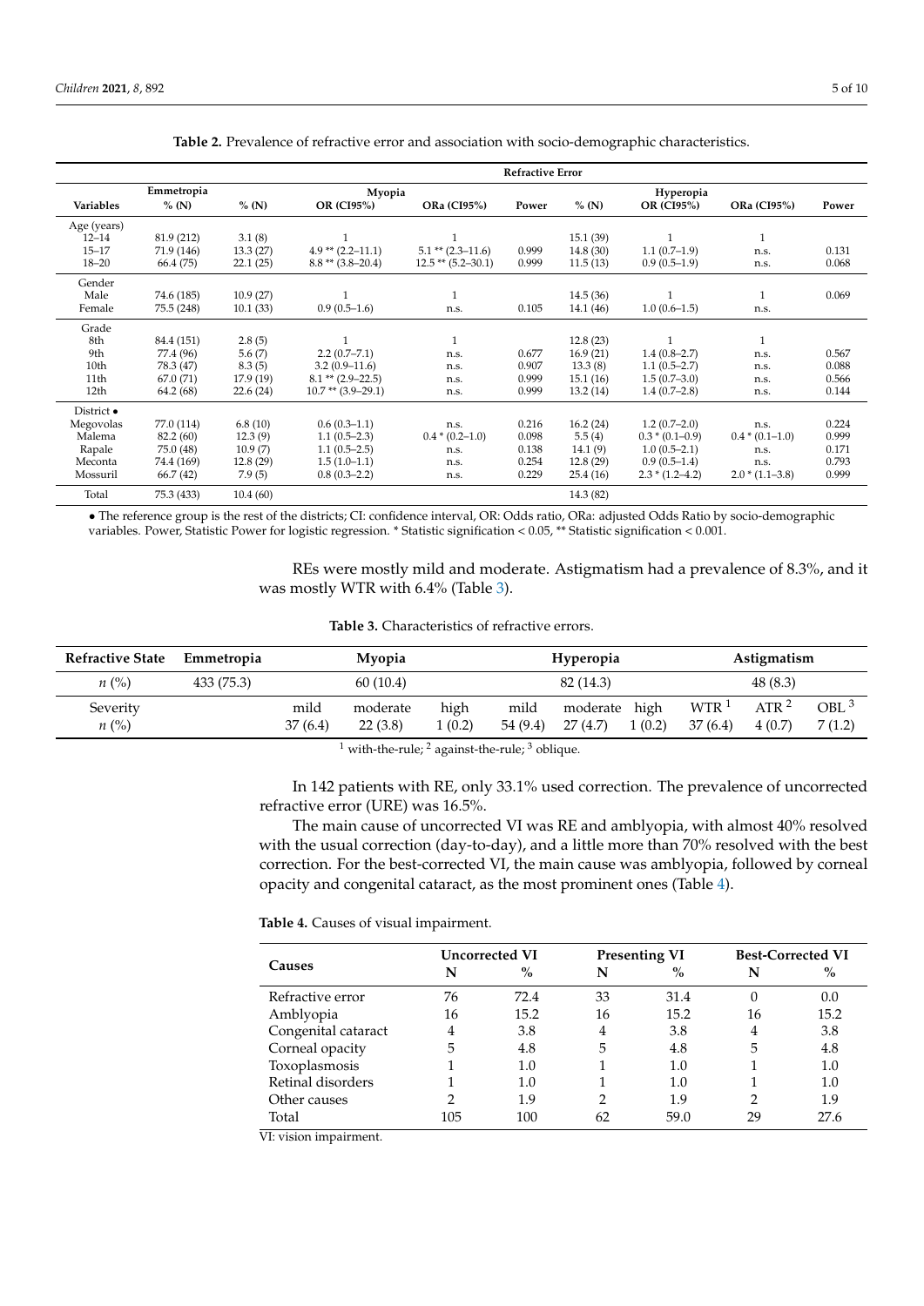**Table 2.** Prevalence of refractive error and association with socio-demographic characteristics.

| | Refractive Error | | | | | | | | |
|---|---|---|---|---|---|---|---|---|---|
| | Emmetropia | Myopia | | | | Hyperopia | | | |
| Variables | % (N) | % (N) | OR (CI95%) | ORa (CI95%) | Power | % (N) | OR (CI95%) | ORa (CI95%) | Power |
| Age (years) | | | | | | | | | |
| 12–14 | 81.9 (212) | 3.1 (8) | 1 | 1 | | 15.1 (39) | 1 | 1 | |
| 15–17 | 71.9 (146) | 13.3 (27) | 4.9 ** (2.2–11.1) | 5.1 ** (2.3–11.6) | 0.999 | 14.8 (30) | 1.1 (0.7–1.9) | n.s. | 0.131 |
| 18–20 | 66.4 (75) | 22.1 (25) | 8.8 ** (3.8–20.4) | 12.5 ** (5.2–30.1) | 0.999 | 11.5 (13) | 0.9 (0.5–1.9) | n.s. | 0.068 |
| Gender | | | | | | | | | |
| Male | 74.6 (185) | 10.9 (27) | 1 | 1 | | 14.5 (36) | 1 | 1 | 0.069 |
| Female | 75.5 (248) | 10.1 (33) | 0.9 (0.5–1.6) | n.s. | 0.105 | 14.1 (46) | 1.0 (0.6–1.5) | n.s. | |
| Grade | | | | | | | | | |
| 8th | 84.4 (151) | 2.8 (5) | 1 | 1 | | 12.8 (23) | 1 | 1 | |
| 9th | 77.4 (96) | 5.6 (7) | 2.2 (0.7–7.1) | n.s. | 0.677 | 16.9 (21) | 1.4 (0.8–2.7) | n.s. | 0.567 |
| 10th | 78.3 (47) | 8.3 (5) | 3.2 (0.9–11.6) | n.s. | 0.907 | 13.3 (8) | 1.1 (0.5–2.7) | n.s. | 0.088 |
| 11th | 67.0 (71) | 17.9 (19) | 8.1 ** (2.9–22.5) | n.s. | 0.999 | 15.1 (16) | 1.5 (0.7–3.0) | n.s. | 0.566 |
| 12th | 64.2 (68) | 22.6 (24) | 10.7 ** (3.9–29.1) | n.s. | 0.999 | 13.2 (14) | 1.4 (0.7–2.8) | n.s. | 0.144 |
| District • | | | | | | | | | |
| Megovolas | 77.0 (114) | 6.8 (10) | 0.6 (0.3–1.1) | n.s. | 0.216 | 16.2 (24) | 1.2 (0.7–2.0) | n.s. | 0.224 |
| Malema | 82.2 (60) | 12.3 (9) | 1.1 (0.5–2.3) | 0.4 * (0.2–1.0) | 0.098 | 5.5 (4) | 0.3 * (0.1–0.9) | 0.4 * (0.1–1.0) | 0.999 |
| Rapale | 75.0 (48) | 10.9 (7) | 1.1 (0.5–2.5) | n.s. | 0.138 | 14.1 (9) | 1.0 (0.5–2.1) | n.s. | 0.171 |
| Meconta | 74.4 (169) | 12.8 (29) | 1.5 (1.0–1.1) | n.s. | 0.254 | 12.8 (29) | 0.9 (0.5–1.4) | n.s. | 0.793 |
| Mossuril | 66.7 (42) | 7.9 (5) | 0.8 (0.3–2.2) | n.s. | 0.229 | 25.4 (16) | 2.3 * (1.2–4.2) | 2.0 * (1.1–3.8) | 0.999 |
| Total | 75.3 (433) | 10.4 (60) | | | | 14.3 (82) | | | |

• The reference group is the rest of the districts; CI: confidence interval, OR: Odds ratio, ORa: adjusted Odds Ratio by socio-demographic variables. Power, Statistic Power for logistic regression. * Statistic signification < 0.05, ** Statistic signification < 0.001.

REs were mostly mild and moderate. Astigmatism had a prevalence of 8.3%, and it was mostly WTR with 6.4% (Table 3).

**Table 3.** Characteristics of refractive errors.

| Refractive State | Emmetropia | Myopia | | | Hyperopia | | | Astigmatism | | |
|---|---|---|---|---|---|---|---|---|---|---|
| *n* (%) | 433 (75.3) | 60 (10.4) | | | 82 (14.3) | | | 48 (8.3) | | |
| Severity | | mild | moderate | high | mild | moderate | high | WTR [1] | ATR [2] | OBL [3] |
| *n* (%) | | 37 (6.4) | 22 (3.8) | 1 (0.2) | 54 (9.4) | 27 (4.7) | 1 (0.2) | 37 (6.4) | 4 (0.7) | 7 (1.2) |

[1] with-the-rule; [2] against-the-rule; [3] oblique.

In 142 patients with RE, only 33.1% used correction. The prevalence of uncorrected refractive error (URE) was 16.5%.

The main cause of uncorrected VI was RE and amblyopia, with almost 40% resolved with the usual correction (day-to-day), and a little more than 70% resolved with the best correction. For the best-corrected VI, the main cause was amblyopia, followed by corneal opacity and congenital cataract, as the most prominent ones (Table 4).

**Table 4.** Causes of visual impairment.

| Causes | Uncorrected VI | | Presenting VI | | Best-Corrected VI | |
|---|---|---|---|---|---|---|
| | N | % | N | % | N | % |
| Refractive error | 76 | 72.4 | 33 | 31.4 | 0 | 0.0 |
| Amblyopia | 16 | 15.2 | 16 | 15.2 | 16 | 15.2 |
| Congenital cataract | 4 | 3.8 | 4 | 3.8 | 4 | 3.8 |
| Corneal opacity | 5 | 4.8 | 5 | 4.8 | 5 | 4.8 |
| Toxoplasmosis | 1 | 1.0 | 1 | 1.0 | 1 | 1.0 |
| Retinal disorders | 1 | 1.0 | 1 | 1.0 | 1 | 1.0 |
| Other causes | 2 | 1.9 | 2 | 1.9 | 2 | 1.9 |
| Total | 105 | 100 | 62 | 59.0 | 29 | 27.6 |

VI: vision impairment.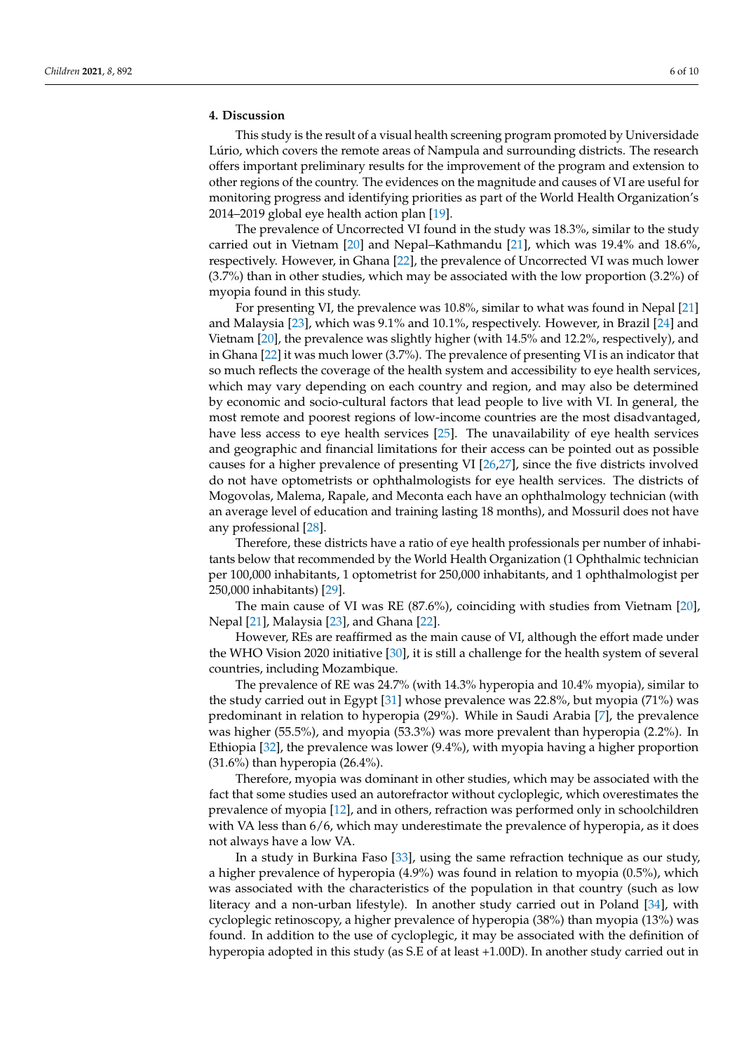## 4. Discussion

This study is the result of a visual health screening program promoted by Universidade Lúrio, which covers the remote areas of Nampula and surrounding districts. The research offers important preliminary results for the improvement of the program and extension to other regions of the country. The evidences on the magnitude and causes of VI are useful for monitoring progress and identifying priorities as part of the World Health Organization's 2014–2019 global eye health action plan [19].

The prevalence of Uncorrected VI found in the study was 18.3%, similar to the study carried out in Vietnam [20] and Nepal–Kathmandu [21], which was 19.4% and 18.6%, respectively. However, in Ghana [22], the prevalence of Uncorrected VI was much lower (3.7%) than in other studies, which may be associated with the low proportion (3.2%) of myopia found in this study.

For presenting VI, the prevalence was 10.8%, similar to what was found in Nepal [21] and Malaysia [23], which was 9.1% and 10.1%, respectively. However, in Brazil [24] and Vietnam [20], the prevalence was slightly higher (with 14.5% and 12.2%, respectively), and in Ghana [22] it was much lower (3.7%). The prevalence of presenting VI is an indicator that so much reflects the coverage of the health system and accessibility to eye health services, which may vary depending on each country and region, and may also be determined by economic and socio-cultural factors that lead people to live with VI. In general, the most remote and poorest regions of low-income countries are the most disadvantaged, have less access to eye health services [25]. The unavailability of eye health services and geographic and financial limitations for their access can be pointed out as possible causes for a higher prevalence of presenting VI [26,27], since the five districts involved do not have optometrists or ophthalmologists for eye health services. The districts of Mogovolas, Malema, Rapale, and Meconta each have an ophthalmology technician (with an average level of education and training lasting 18 months), and Mossuril does not have any professional [28].

Therefore, these districts have a ratio of eye health professionals per number of inhabitants below that recommended by the World Health Organization (1 Ophthalmic technician per 100,000 inhabitants, 1 optometrist for 250,000 inhabitants, and 1 ophthalmologist per 250,000 inhabitants) [29].

The main cause of VI was RE (87.6%), coinciding with studies from Vietnam [20], Nepal [21], Malaysia [23], and Ghana [22].

However, REs are reaffirmed as the main cause of VI, although the effort made under the WHO Vision 2020 initiative [30], it is still a challenge for the health system of several countries, including Mozambique.

The prevalence of RE was 24.7% (with 14.3% hyperopia and 10.4% myopia), similar to the study carried out in Egypt [31] whose prevalence was 22.8%, but myopia (71%) was predominant in relation to hyperopia (29%). While in Saudi Arabia [7], the prevalence was higher (55.5%), and myopia (53.3%) was more prevalent than hyperopia (2.2%). In Ethiopia [32], the prevalence was lower (9.4%), with myopia having a higher proportion (31.6%) than hyperopia (26.4%).

Therefore, myopia was dominant in other studies, which may be associated with the fact that some studies used an autorefractor without cycloplegic, which overestimates the prevalence of myopia [12], and in others, refraction was performed only in schoolchildren with VA less than 6/6, which may underestimate the prevalence of hyperopia, as it does not always have a low VA.

In a study in Burkina Faso [33], using the same refraction technique as our study, a higher prevalence of hyperopia (4.9%) was found in relation to myopia (0.5%), which was associated with the characteristics of the population in that country (such as low literacy and a non-urban lifestyle). In another study carried out in Poland [34], with cycloplegic retinoscopy, a higher prevalence of hyperopia (38%) than myopia (13%) was found. In addition to the use of cycloplegic, it may be associated with the definition of hyperopia adopted in this study (as S.E of at least +1.00D). In another study carried out in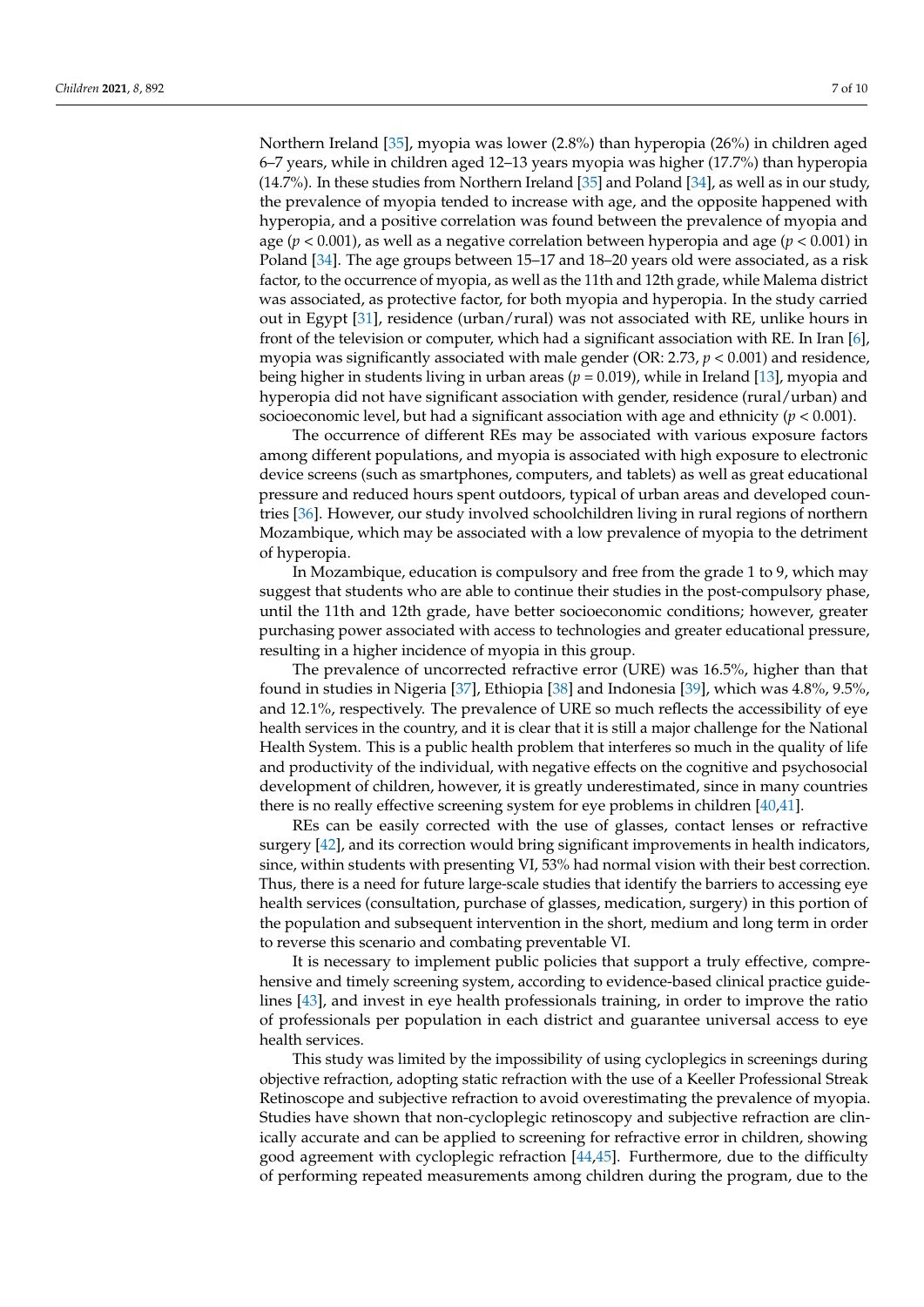Northern Ireland [35], myopia was lower (2.8%) than hyperopia (26%) in children aged 6–7 years, while in children aged 12–13 years myopia was higher (17.7%) than hyperopia (14.7%). In these studies from Northern Ireland [35] and Poland [34], as well as in our study, the prevalence of myopia tended to increase with age, and the opposite happened with hyperopia, and a positive correlation was found between the prevalence of myopia and age ($p < 0.001$), as well as a negative correlation between hyperopia and age ($p < 0.001$) in Poland [34]. The age groups between 15–17 and 18–20 years old were associated, as a risk factor, to the occurrence of myopia, as well as the 11th and 12th grade, while Malema district was associated, as protective factor, for both myopia and hyperopia. In the study carried out in Egypt [31], residence (urban/rural) was not associated with RE, unlike hours in front of the television or computer, which had a significant association with RE. In Iran [6], myopia was significantly associated with male gender (OR: 2.73, $p < 0.001$) and residence, being higher in students living in urban areas ($p = 0.019$), while in Ireland [13], myopia and hyperopia did not have significant association with gender, residence (rural/urban) and socioeconomic level, but had a significant association with age and ethnicity ($p < 0.001$).

The occurrence of different REs may be associated with various exposure factors among different populations, and myopia is associated with high exposure to electronic device screens (such as smartphones, computers, and tablets) as well as great educational pressure and reduced hours spent outdoors, typical of urban areas and developed countries [36]. However, our study involved schoolchildren living in rural regions of northern Mozambique, which may be associated with a low prevalence of myopia to the detriment of hyperopia.

In Mozambique, education is compulsory and free from the grade 1 to 9, which may suggest that students who are able to continue their studies in the post-compulsory phase, until the 11th and 12th grade, have better socioeconomic conditions; however, greater purchasing power associated with access to technologies and greater educational pressure, resulting in a higher incidence of myopia in this group.

The prevalence of uncorrected refractive error (URE) was 16.5%, higher than that found in studies in Nigeria [37], Ethiopia [38] and Indonesia [39], which was 4.8%, 9.5%, and 12.1%, respectively. The prevalence of URE so much reflects the accessibility of eye health services in the country, and it is clear that it is still a major challenge for the National Health System. This is a public health problem that interferes so much in the quality of life and productivity of the individual, with negative effects on the cognitive and psychosocial development of children, however, it is greatly underestimated, since in many countries there is no really effective screening system for eye problems in children [40,41].

REs can be easily corrected with the use of glasses, contact lenses or refractive surgery [42], and its correction would bring significant improvements in health indicators, since, within students with presenting VI, 53% had normal vision with their best correction. Thus, there is a need for future large-scale studies that identify the barriers to accessing eye health services (consultation, purchase of glasses, medication, surgery) in this portion of the population and subsequent intervention in the short, medium and long term in order to reverse this scenario and combating preventable VI.

It is necessary to implement public policies that support a truly effective, comprehensive and timely screening system, according to evidence-based clinical practice guidelines [43], and invest in eye health professionals training, in order to improve the ratio of professionals per population in each district and guarantee universal access to eye health services.

This study was limited by the impossibility of using cycloplegics in screenings during objective refraction, adopting static refraction with the use of a Keeller Professional Streak Retinoscope and subjective refraction to avoid overestimating the prevalence of myopia. Studies have shown that non-cycloplegic retinoscopy and subjective refraction are clinically accurate and can be applied to screening for refractive error in children, showing good agreement with cycloplegic refraction [44,45]. Furthermore, due to the difficulty of performing repeated measurements among children during the program, due to the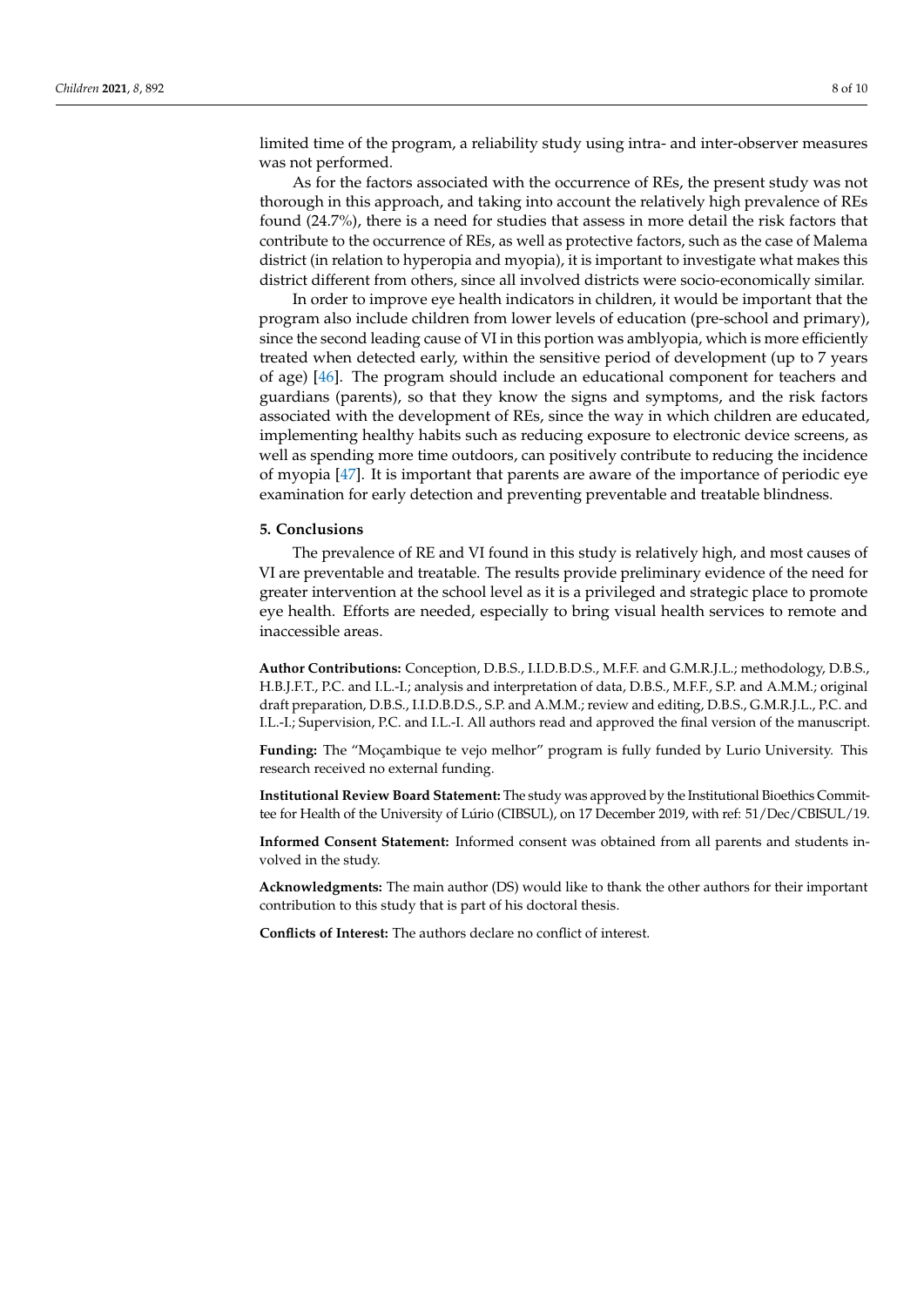limited time of the program, a reliability study using intra- and inter-observer measures was not performed.

As for the factors associated with the occurrence of REs, the present study was not thorough in this approach, and taking into account the relatively high prevalence of REs found (24.7%), there is a need for studies that assess in more detail the risk factors that contribute to the occurrence of REs, as well as protective factors, such as the case of Malema district (in relation to hyperopia and myopia), it is important to investigate what makes this district different from others, since all involved districts were socio-economically similar.

In order to improve eye health indicators in children, it would be important that the program also include children from lower levels of education (pre-school and primary), since the second leading cause of VI in this portion was amblyopia, which is more efficiently treated when detected early, within the sensitive period of development (up to 7 years of age) [46]. The program should include an educational component for teachers and guardians (parents), so that they know the signs and symptoms, and the risk factors associated with the development of REs, since the way in which children are educated, implementing healthy habits such as reducing exposure to electronic device screens, as well as spending more time outdoors, can positively contribute to reducing the incidence of myopia [47]. It is important that parents are aware of the importance of periodic eye examination for early detection and preventing preventable and treatable blindness.

## 5. Conclusions

The prevalence of RE and VI found in this study is relatively high, and most causes of VI are preventable and treatable. The results provide preliminary evidence of the need for greater intervention at the school level as it is a privileged and strategic place to promote eye health. Efforts are needed, especially to bring visual health services to remote and inaccessible areas.

**Author Contributions:** Conception, D.B.S., I.I.D.B.D.S., M.F.F. and G.M.R.J.L.; methodology, D.B.S., H.B.J.F.T., P.C. and I.L.-I.; analysis and interpretation of data, D.B.S., M.F.F., S.P. and A.M.M.; original draft preparation, D.B.S., I.I.D.B.D.S., S.P. and A.M.M.; review and editing, D.B.S., G.M.R.J.L., P.C. and I.L.-I.; Supervision, P.C. and I.L.-I. All authors read and approved the final version of the manuscript.

**Funding:** The "Moçambique te vejo melhor" program is fully funded by Lurio University. This research received no external funding.

**Institutional Review Board Statement:** The study was approved by the Institutional Bioethics Committee for Health of the University of Lúrio (CIBSUL), on 17 December 2019, with ref: 51/Dec/CBISUL/19.

**Informed Consent Statement:** Informed consent was obtained from all parents and students involved in the study.

**Acknowledgments:** The main author (DS) would like to thank the other authors for their important contribution to this study that is part of his doctoral thesis.

**Conflicts of Interest:** The authors declare no conflict of interest.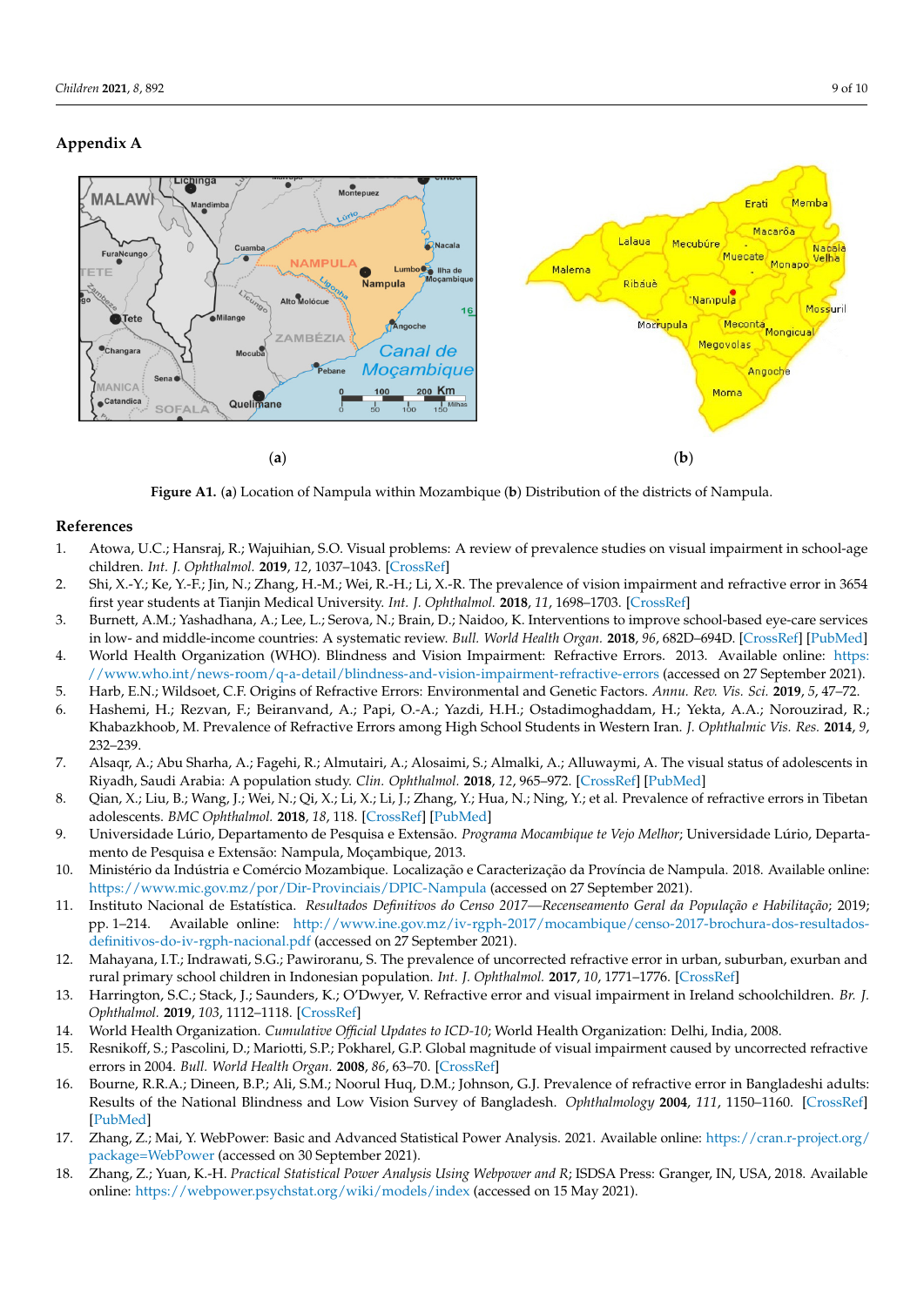## Appendix A

(**a**) (**b**)

**Figure A1.** (**a**) Location of Nampula within Mozambique (**b**) Distribution of the districts of Nampula.

## References

1. Atowa, U.C.; Hansraj, R.; Wajuihian, S.O. Visual problems: A review of prevalence studies on visual impairment in school-age children. *Int. J. Ophthalmol.* **2019**, *12*, 1037–1043. [CrossRef]
2. Shi, X.-Y.; Ke, Y.-F.; Jin, N.; Zhang, H.-M.; Wei, R.-H.; Li, X.-R. The prevalence of vision impairment and refractive error in 3654 first year students at Tianjin Medical University. *Int. J. Ophthalmol.* **2018**, *11*, 1698–1703. [CrossRef]
3. Burnett, A.M.; Yashadhana, A.; Lee, L.; Serova, N.; Brain, D.; Naidoo, K. Interventions to improve school-based eye-care services in low- and middle-income countries: A systematic review. *Bull. World Health Organ.* **2018**, *96*, 682D–694D. [CrossRef] [PubMed]
4. World Health Organization (WHO). Blindness and Vision Impairment: Refractive Errors. 2013. Available online: https://www.who.int/news-room/q-a-detail/blindness-and-vision-impairment-refractive-errors (accessed on 27 September 2021).
5. Harb, E.N.; Wildsoet, C.F. Origins of Refractive Errors: Environmental and Genetic Factors. *Annu. Rev. Vis. Sci.* **2019**, *5*, 47–72.
6. Hashemi, H.; Rezvan, F.; Beiranvand, A.; Papi, O.-A.; Yazdi, H.H.; Ostadimoghaddam, H.; Yekta, A.A.; Norouzirad, R.; Khabazkhoob, M. Prevalence of Refractive Errors among High School Students in Western Iran. *J. Ophthalmic Vis. Res.* **2014**, *9*, 232–239.
7. Alsaqr, A.; Abu Sharha, A.; Fagehi, R.; Almutairi, A.; Alosaimi, S.; Almalki, A.; Alluwaymi, A. The visual status of adolescents in Riyadh, Saudi Arabia: A population study. *Clin. Ophthalmol.* **2018**, *12*, 965–972. [CrossRef] [PubMed]
8. Qian, X.; Liu, B.; Wang, J.; Wei, N.; Qi, X.; Li, X.; Li, J.; Zhang, Y.; Hua, N.; Ning, Y.; et al. Prevalence of refractive errors in Tibetan adolescents. *BMC Ophthalmol.* **2018**, *18*, 118. [CrossRef] [PubMed]
9. Universidade Lúrio, Departamento de Pesquisa e Extensão. *Programa Mocambique te Vejo Melhor*; Universidade Lúrio, Departamento de Pesquisa e Extensão: Nampula, Moçambique, 2013.
10. Ministério da Indústria e Comércio Mozambique. Localização e Caracterização da Província de Nampula. 2018. Available online: https://www.mic.gov.mz/por/Dir-Provinciais/DPIC-Nampula (accessed on 27 September 2021).
11. Instituto Nacional de Estatística. *Resultados Definitivos do Censo 2017—Recenseamento Geral da População e Habilitação*; 2019; pp. 1–214. Available online: http://www.ine.gov.mz/iv-rgph-2017/mocambique/censo-2017-brochura-dos-resultados-definitivos-do-iv-rgph-nacional.pdf (accessed on 27 September 2021).
12. Mahayana, I.T.; Indrawati, S.G.; Pawiroranu, S. The prevalence of uncorrected refractive error in urban, suburban, exurban and rural primary school children in Indonesian population. *Int. J. Ophthalmol.* **2017**, *10*, 1771–1776. [CrossRef]
13. Harrington, S.C.; Stack, J.; Saunders, K.; O'Dwyer, V. Refractive error and visual impairment in Ireland schoolchildren. *Br. J. Ophthalmol.* **2019**, *103*, 1112–1118. [CrossRef]
14. World Health Organization. *Cumulative Official Updates to ICD-10*; World Health Organization: Delhi, India, 2008.
15. Resnikoff, S.; Pascolini, D.; Mariotti, S.P.; Pokharel, G.P. Global magnitude of visual impairment caused by uncorrected refractive errors in 2004. *Bull. World Health Organ.* **2008**, *86*, 63–70. [CrossRef]
16. Bourne, R.R.A.; Dineen, B.P.; Ali, S.M.; Noorul Huq, D.M.; Johnson, G.J. Prevalence of refractive error in Bangladeshi adults: Results of the National Blindness and Low Vision Survey of Bangladesh. *Ophthalmology* **2004**, *111*, 1150–1160. [CrossRef] [PubMed]
17. Zhang, Z.; Mai, Y. WebPower: Basic and Advanced Statistical Power Analysis. 2021. Available online: https://cran.r-project.org/package=WebPower (accessed on 30 September 2021).
18. Zhang, Z.; Yuan, K.-H. *Practical Statistical Power Analysis Using Webpower and R*; ISDSA Press: Granger, IN, USA, 2018. Available online: https://webpower.psychstat.org/wiki/models/index (accessed on 15 May 2021).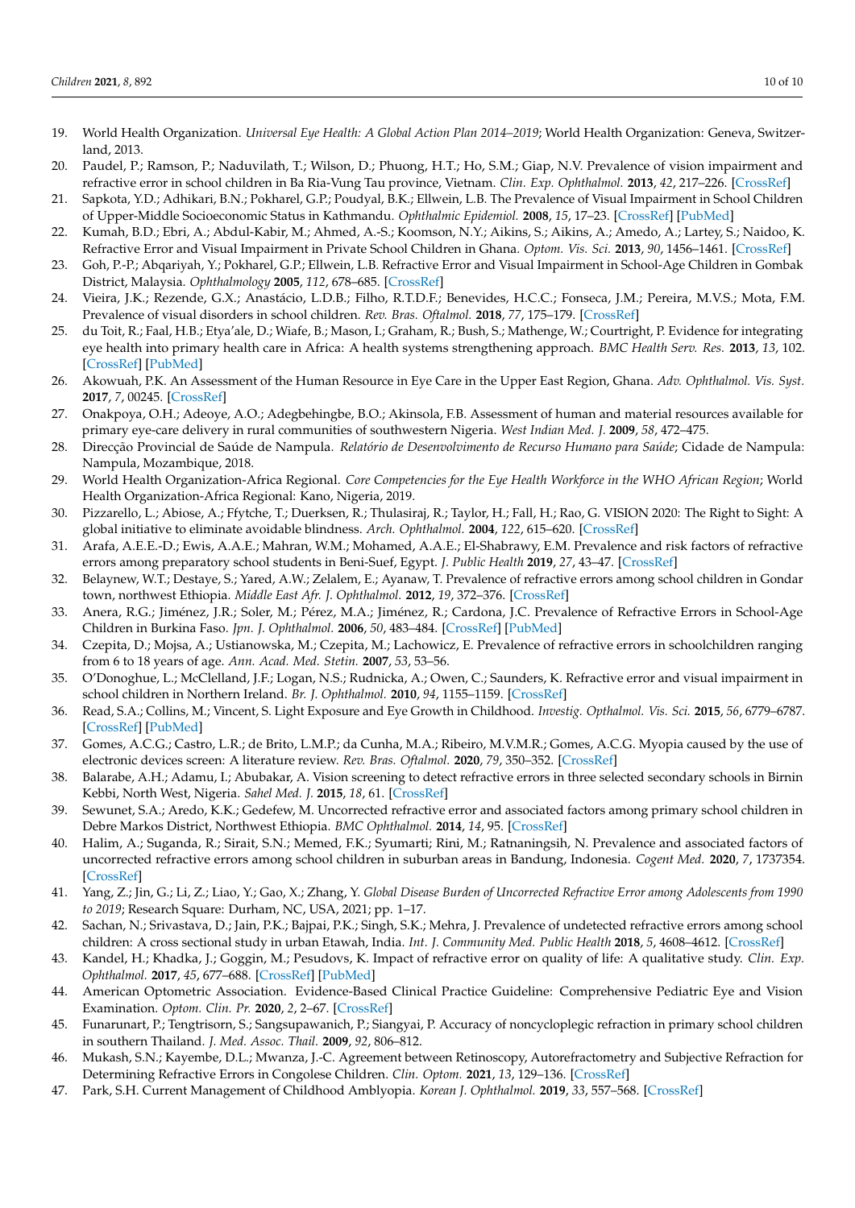19. World Health Organization. *Universal Eye Health: A Global Action Plan 2014–2019*; World Health Organization: Geneva, Switzerland, 2013.
20. Paudel, P.; Ramson, P.; Naduvilath, T.; Wilson, D.; Phuong, H.T.; Ho, S.M.; Giap, N.V. Prevalence of vision impairment and refractive error in school children in Ba Ria-Vung Tau province, Vietnam. *Clin. Exp. Ophthalmol.* **2013**, *42*, 217–226. [CrossRef]
21. Sapkota, Y.D.; Adhikari, B.N.; Pokharel, G.P.; Poudyal, B.K.; Ellwein, L.B. The Prevalence of Visual Impairment in School Children of Upper-Middle Socioeconomic Status in Kathmandu. *Ophthalmic Epidemiol.* **2008**, *15*, 17–23. [CrossRef] [PubMed]
22. Kumah, B.D.; Ebri, A.; Abdul-Kabir, M.; Ahmed, A.-S.; Koomson, N.Y.; Aikins, S.; Aikins, A.; Amedo, A.; Lartey, S.; Naidoo, K. Refractive Error and Visual Impairment in Private School Children in Ghana. *Optom. Vis. Sci.* **2013**, *90*, 1456–1461. [CrossRef]
23. Goh, P.-P.; Abqariyah, Y.; Pokharel, G.P.; Ellwein, L.B. Refractive Error and Visual Impairment in School-Age Children in Gombak District, Malaysia. *Ophthalmology* **2005**, *112*, 678–685. [CrossRef]
24. Vieira, J.K.; Rezende, G.X.; Anastácio, L.D.B.; Filho, R.T.D.F.; Benevides, H.C.C.; Fonseca, J.M.; Pereira, M.V.S.; Mota, F.M. Prevalence of visual disorders in school children. *Rev. Bras. Oftalmol.* **2018**, *77*, 175–179. [CrossRef]
25. du Toit, R.; Faal, H.B.; Etya'ale, D.; Wiafe, B.; Mason, I.; Graham, R.; Bush, S.; Mathenge, W.; Courtright, P. Evidence for integrating eye health into primary health care in Africa: A health systems strengthening approach. *BMC Health Serv. Res.* **2013**, *13*, 102. [CrossRef] [PubMed]
26. Akowuah, P.K. An Assessment of the Human Resource in Eye Care in the Upper East Region, Ghana. *Adv. Ophthalmol. Vis. Syst.* **2017**, *7*, 00245. [CrossRef]
27. Onakpoya, O.H.; Adeoye, A.O.; Adegbehingbe, B.O.; Akinsola, F.B. Assessment of human and material resources available for primary eye-care delivery in rural communities of southwestern Nigeria. *West Indian Med. J.* **2009**, *58*, 472–475.
28. Direcção Provincial de Saúde de Nampula. *Relatório de Desenvolvimento de Recurso Humano para Saúde*; Cidade de Nampula: Nampula, Mozambique, 2018.
29. World Health Organization-Africa Regional. *Core Competencies for the Eye Health Workforce in the WHO African Region*; World Health Organization-Africa Regional: Kano, Nigeria, 2019.
30. Pizzarello, L.; Abiose, A.; Ffytche, T.; Duerksen, R.; Thulasiraj, R.; Taylor, H.; Fall, H.; Rao, G. VISION 2020: The Right to Sight: A global initiative to eliminate avoidable blindness. *Arch. Ophthalmol.* **2004**, *122*, 615–620. [CrossRef]
31. Arafa, A.E.E.-D.; Ewis, A.A.E.; Mahran, W.M.; Mohamed, A.A.E.; El-Shabrawy, E.M. Prevalence and risk factors of refractive errors among preparatory school students in Beni-Suef, Egypt. *J. Public Health* **2019**, *27*, 43–47. [CrossRef]
32. Belaynew, W.T.; Destaye, S.; Yared, A.W.; Zelalem, E.; Ayanaw, T. Prevalence of refractive errors among school children in Gondar town, northwest Ethiopia. *Middle East Afr. J. Ophthalmol.* **2012**, *19*, 372–376. [CrossRef]
33. Anera, R.G.; Jiménez, J.R.; Soler, M.; Pérez, M.A.; Jiménez, R.; Cardona, J.C. Prevalence of Refractive Errors in School-Age Children in Burkina Faso. *Jpn. J. Ophthalmol.* **2006**, *50*, 483–484. [CrossRef] [PubMed]
34. Czepita, D.; Mojsa, A.; Ustianowska, M.; Czepita, M.; Lachowicz, E. Prevalence of refractive errors in schoolchildren ranging from 6 to 18 years of age. *Ann. Acad. Med. Stetin.* **2007**, *53*, 53–56.
35. O'Donoghue, L.; McClelland, J.F.; Logan, N.S.; Rudnicka, A.; Owen, C.; Saunders, K. Refractive error and visual impairment in school children in Northern Ireland. *Br. J. Ophthalmol.* **2010**, *94*, 1155–1159. [CrossRef]
36. Read, S.A.; Collins, M.; Vincent, S. Light Exposure and Eye Growth in Childhood. *Investig. Opthalmol. Vis. Sci.* **2015**, *56*, 6779–6787. [CrossRef] [PubMed]
37. Gomes, A.C.G.; Castro, L.R.; de Brito, L.M.P.; da Cunha, M.A.; Ribeiro, M.V.M.R.; Gomes, A.C.G. Myopia caused by the use of electronic devices screen: A literature review. *Rev. Bras. Oftalmol.* **2020**, *79*, 350–352. [CrossRef]
38. Balarabe, A.H.; Adamu, I.; Abubakar, A. Vision screening to detect refractive errors in three selected secondary schools in Birnin Kebbi, North West, Nigeria. *Sahel Med. J.* **2015**, *18*, 61. [CrossRef]
39. Sewunet, S.A.; Aredo, K.K.; Gedefew, M. Uncorrected refractive error and associated factors among primary school children in Debre Markos District, Northwest Ethiopia. *BMC Ophthalmol.* **2014**, *14*, 95. [CrossRef]
40. Halim, A.; Suganda, R.; Sirait, S.N.; Memed, F.K.; Syumarti; Rini, M.; Ratnaningsih, N. Prevalence and associated factors of uncorrected refractive errors among school children in suburban areas in Bandung, Indonesia. *Cogent Med.* **2020**, *7*, 1737354. [CrossRef]
41. Yang, Z.; Jin, G.; Li, Z.; Liao, Y.; Gao, X.; Zhang, Y. *Global Disease Burden of Uncorrected Refractive Error among Adolescents from 1990 to 2019*; Research Square: Durham, NC, USA, 2021; pp. 1–17.
42. Sachan, N.; Srivastava, D.; Jain, P.K.; Bajpai, P.K.; Singh, S.K.; Mehra, J. Prevalence of undetected refractive errors among school children: A cross sectional study in urban Etawah, India. *Int. J. Community Med. Public Health* **2018**, *5*, 4608–4612. [CrossRef]
43. Kandel, H.; Khadka, J.; Goggin, M.; Pesudovs, K. Impact of refractive error on quality of life: A qualitative study. *Clin. Exp. Ophthalmol.* **2017**, *45*, 677–688. [CrossRef] [PubMed]
44. American Optometric Association. Evidence-Based Clinical Practice Guideline: Comprehensive Pediatric Eye and Vision Examination. *Optom. Clin. Pr.* **2020**, *2*, 2–67. [CrossRef]
45. Funarunart, P.; Tengtrisorn, S.; Sangsupawanich, P.; Siangyai, P. Accuracy of noncycloplegic refraction in primary school children in southern Thailand. *J. Med. Assoc. Thail.* **2009**, *92*, 806–812.
46. Mukash, S.N.; Kayembe, D.L.; Mwanza, J.-C. Agreement between Retinoscopy, Autorefractometry and Subjective Refraction for Determining Refractive Errors in Congolese Children. *Clin. Optom.* **2021**, *13*, 129–136. [CrossRef]
47. Park, S.H. Current Management of Childhood Amblyopia. *Korean J. Ophthalmol.* **2019**, *33*, 557–568. [CrossRef]